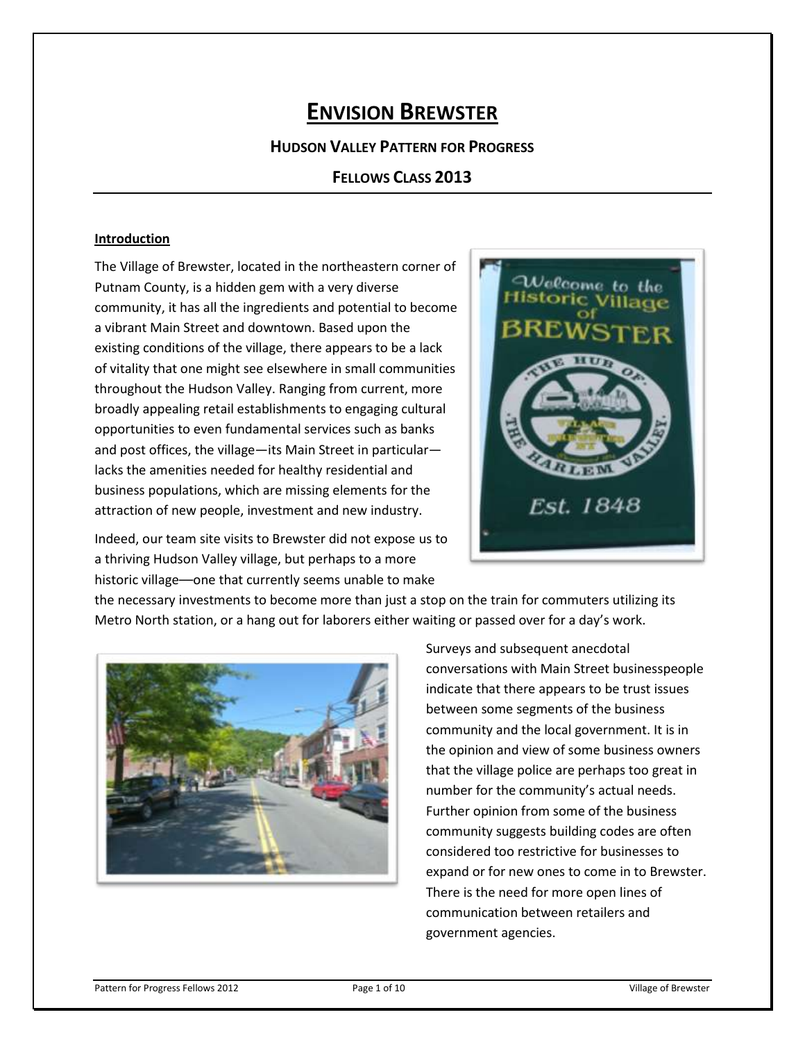# ENVISION BREWSTER

### HUDSON VALLEY PATTERN FOR PROGRESS

### FELLOWS CLASS 2013

**Introduction**

The Village of Brewster, located in the northeastern corner of Putnam County, is a hidden gem with a very diverse community, it has all the ingredients and potential to become a vibrant Main Street and downtown. Based upon the existing conditions of the village, there appears to be a lack of vitality that one might see elsewhere in small communities throughout the Hudson Valley. Ranging from current, more broadly appealing retail establishments to engaging cultural opportunities to even fundamental services such as banks and post offices, the village—its Main Street in particular—lacks the amenities needed for healthy residential and business populations, which are missing elements for the attraction of new people, investment and new industry.

Indeed, our team site visits to Brewster did not expose us to a thriving Hudson Valley village, but perhaps to a more historic village—one that currently seems unable to make the necessary investments to become more than just a stop on the train for commuters utilizing its Metro North station, or a hang out for laborers either waiting or passed over for a day's work.

Surveys and subsequent anecdotal conversations with Main Street businesspeople indicate that there appears to be trust issues between some segments of the business community and the local government. It is in the opinion and view of some business owners that the village police are perhaps too great in number for the community's actual needs. Further opinion from some of the business community suggests building codes are often considered too restrictive for businesses to expand or for new ones to come in to Brewster. There is the need for more open lines of communication between retailers and government agencies.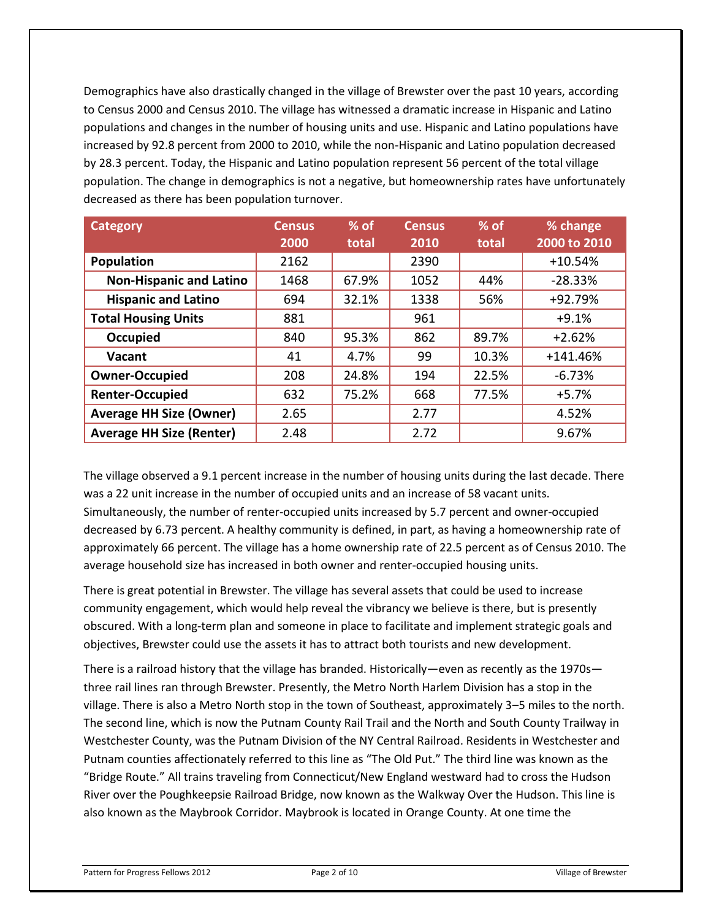Demographics have also drastically changed in the village of Brewster over the past 10 years, according to Census 2000 and Census 2010. The village has witnessed a dramatic increase in Hispanic and Latino populations and changes in the number of housing units and use. Hispanic and Latino populations have increased by 92.8 percent from 2000 to 2010, while the non-Hispanic and Latino population decreased by 28.3 percent. Today, the Hispanic and Latino population represent 56 percent of the total village population. The change in demographics is not a negative, but homeownership rates have unfortunately decreased as there has been population turnover.

| Category | Census 2000 | % of total | Census 2010 | % of total | % change 2000 to 2010 |
|---|---|---|---|---|---|
| **Population** | 2162 | | 2390 | | +10.54% |
| **Non-Hispanic and Latino** | 1468 | 67.9% | 1052 | 44% | -28.33% |
| **Hispanic and Latino** | 694 | 32.1% | 1338 | 56% | +92.79% |
| **Total Housing Units** | 881 | | 961 | | +9.1% |
| **Occupied** | 840 | 95.3% | 862 | 89.7% | +2.62% |
| **Vacant** | 41 | 4.7% | 99 | 10.3% | +141.46% |
| **Owner-Occupied** | 208 | 24.8% | 194 | 22.5% | -6.73% |
| **Renter-Occupied** | 632 | 75.2% | 668 | 77.5% | +5.7% |
| **Average HH Size (Owner)** | 2.65 | | 2.77 | | 4.52% |
| **Average HH Size (Renter)** | 2.48 | | 2.72 | | 9.67% |

The village observed a 9.1 percent increase in the number of housing units during the last decade. There was a 22 unit increase in the number of occupied units and an increase of 58 vacant units. Simultaneously, the number of renter-occupied units increased by 5.7 percent and owner-occupied decreased by 6.73 percent. A healthy community is defined, in part, as having a homeownership rate of approximately 66 percent. The village has a home ownership rate of 22.5 percent as of Census 2010. The average household size has increased in both owner and renter-occupied housing units.

There is great potential in Brewster. The village has several assets that could be used to increase community engagement, which would help reveal the vibrancy we believe is there, but is presently obscured. With a long-term plan and someone in place to facilitate and implement strategic goals and objectives, Brewster could use the assets it has to attract both tourists and new development.

There is a railroad history that the village has branded. Historically—even as recently as the 1970s—three rail lines ran through Brewster. Presently, the Metro North Harlem Division has a stop in the village. There is also a Metro North stop in the town of Southeast, approximately 3–5 miles to the north. The second line, which is now the Putnam County Rail Trail and the North and South County Trailway in Westchester County, was the Putnam Division of the NY Central Railroad. Residents in Westchester and Putnam counties affectionately referred to this line as "The Old Put." The third line was known as the "Bridge Route." All trains traveling from Connecticut/New England westward had to cross the Hudson River over the Poughkeepsie Railroad Bridge, now known as the Walkway Over the Hudson. This line is also known as the Maybrook Corridor. Maybrook is located in Orange County. At one time the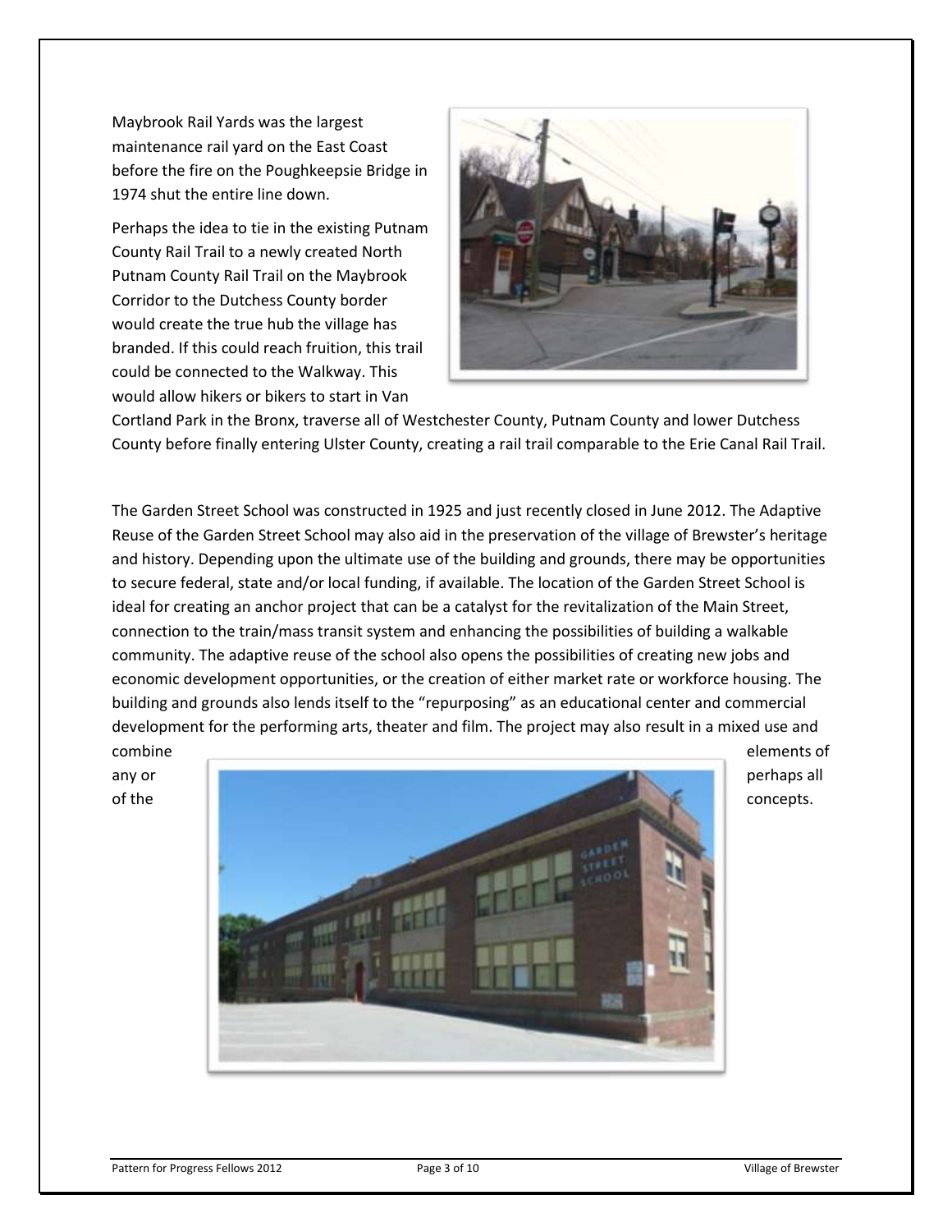Maybrook Rail Yards was the largest maintenance rail yard on the East Coast before the fire on the Poughkeepsie Bridge in 1974 shut the entire line down.

Perhaps the idea to tie in the existing Putnam County Rail Trail to a newly created North Putnam County Rail Trail on the Maybrook Corridor to the Dutchess County border would create the true hub the village has branded. If this could reach fruition, this trail could be connected to the Walkway. This would allow hikers or bikers to start in Van Cortland Park in the Bronx, traverse all of Westchester County, Putnam County and lower Dutchess County before finally entering Ulster County, creating a rail trail comparable to the Erie Canal Rail Trail.

The Garden Street School was constructed in 1925 and just recently closed in June 2012. The Adaptive Reuse of the Garden Street School may also aid in the preservation of the village of Brewster's heritage and history. Depending upon the ultimate use of the building and grounds, there may be opportunities to secure federal, state and/or local funding, if available. The location of the Garden Street School is ideal for creating an anchor project that can be a catalyst for the revitalization of the Main Street, connection to the train/mass transit system and enhancing the possibilities of building a walkable community. The adaptive reuse of the school also opens the possibilities of creating new jobs and economic development opportunities, or the creation of either market rate or workforce housing. The building and grounds also lends itself to the "repurposing" as an educational center and commercial development for the performing arts, theater and film. The project may also result in a mixed use and combine elements of any or perhaps all of the concepts.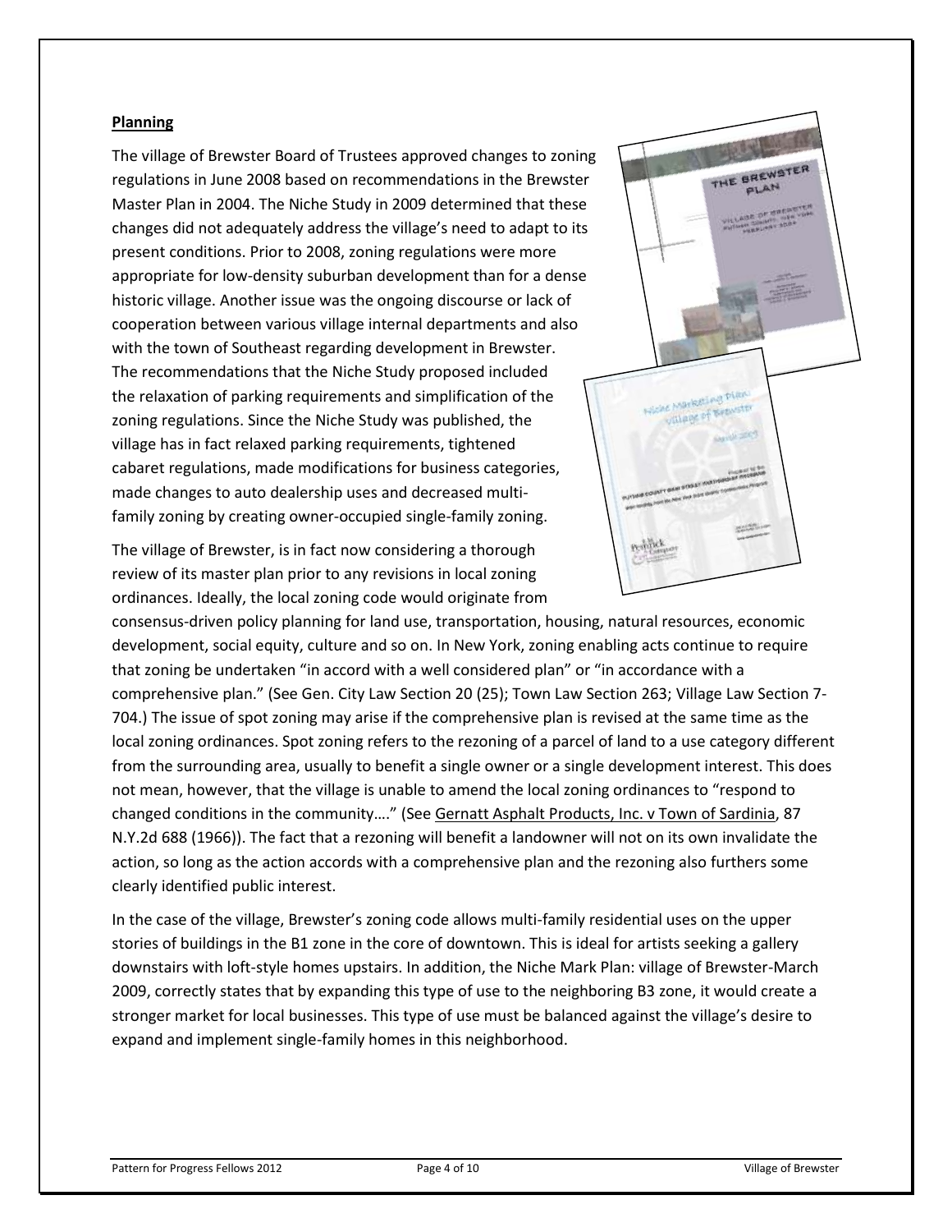**Planning**

The village of Brewster Board of Trustees approved changes to zoning regulations in June 2008 based on recommendations in the Brewster Master Plan in 2004. The Niche Study in 2009 determined that these changes did not adequately address the village's need to adapt to its present conditions. Prior to 2008, zoning regulations were more appropriate for low-density suburban development than for a dense historic village. Another issue was the ongoing discourse or lack of cooperation between various village internal departments and also with the town of Southeast regarding development in Brewster. The recommendations that the Niche Study proposed included the relaxation of parking requirements and simplification of the zoning regulations. Since the Niche Study was published, the village has in fact relaxed parking requirements, tightened cabaret regulations, made modifications for business categories, made changes to auto dealership uses and decreased multi-family zoning by creating owner-occupied single-family zoning.

The village of Brewster, is in fact now considering a thorough review of its master plan prior to any revisions in local zoning ordinances. Ideally, the local zoning code would originate from consensus-driven policy planning for land use, transportation, housing, natural resources, economic development, social equity, culture and so on. In New York, zoning enabling acts continue to require that zoning be undertaken "in accord with a well considered plan" or "in accordance with a comprehensive plan." (See Gen. City Law Section 20 (25); Town Law Section 263; Village Law Section 7-704.) The issue of spot zoning may arise if the comprehensive plan is revised at the same time as the local zoning ordinances. Spot zoning refers to the rezoning of a parcel of land to a use category different from the surrounding area, usually to benefit a single owner or a single development interest. This does not mean, however, that the village is unable to amend the local zoning ordinances to "respond to changed conditions in the community…." (See Gernatt Asphalt Products, Inc. v Town of Sardinia, 87 N.Y.2d 688 (1966)). The fact that a rezoning will benefit a landowner will not on its own invalidate the action, so long as the action accords with a comprehensive plan and the rezoning also furthers some clearly identified public interest.

In the case of the village, Brewster's zoning code allows multi-family residential uses on the upper stories of buildings in the B1 zone in the core of downtown. This is ideal for artists seeking a gallery downstairs with loft-style homes upstairs. In addition, the Niche Mark Plan: village of Brewster-March 2009, correctly states that by expanding this type of use to the neighboring B3 zone, it would create a stronger market for local businesses. This type of use must be balanced against the village's desire to expand and implement single-family homes in this neighborhood.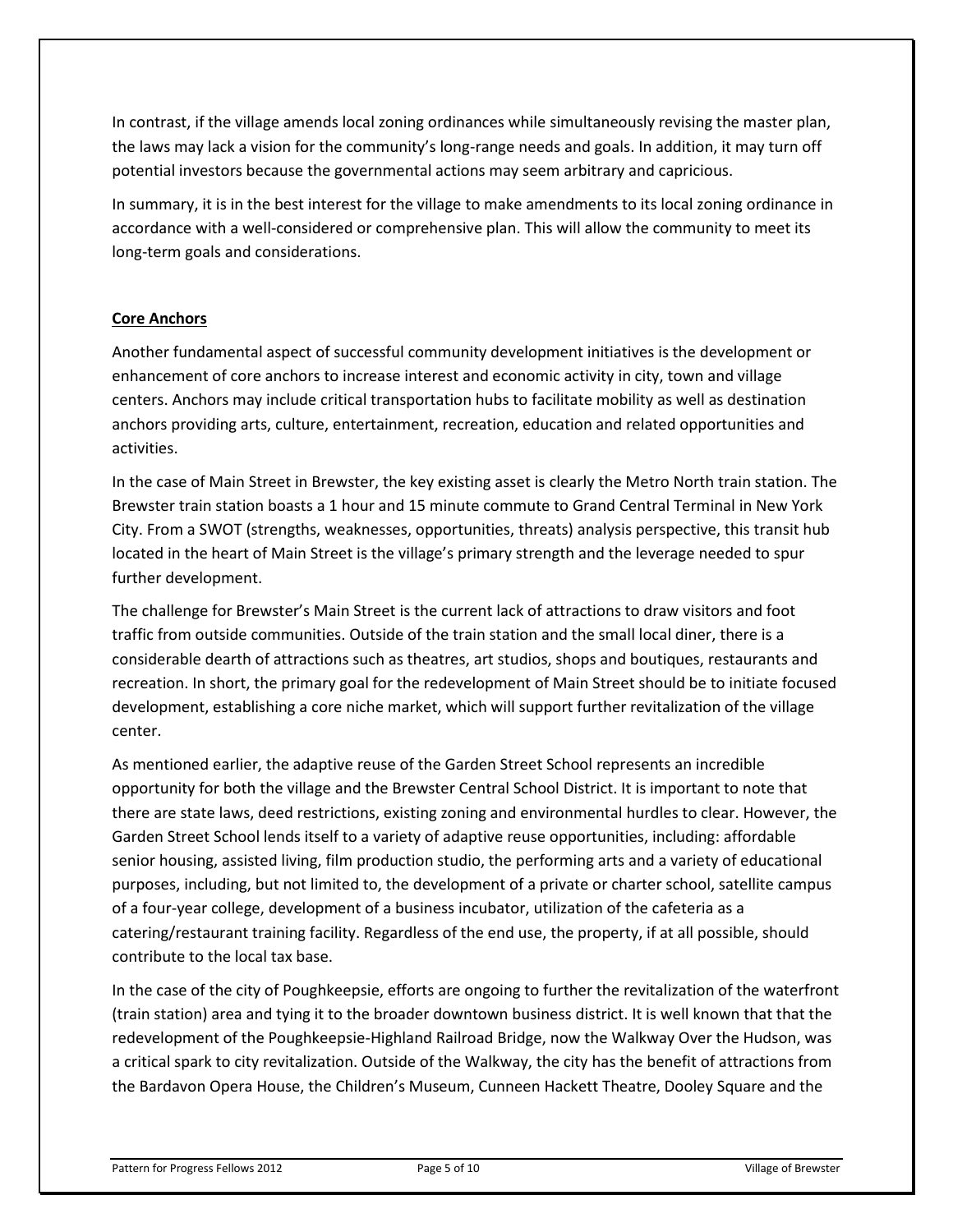In contrast, if the village amends local zoning ordinances while simultaneously revising the master plan, the laws may lack a vision for the community's long-range needs and goals. In addition, it may turn off potential investors because the governmental actions may seem arbitrary and capricious.

In summary, it is in the best interest for the village to make amendments to its local zoning ordinance in accordance with a well-considered or comprehensive plan. This will allow the community to meet its long-term goals and considerations.

**Core Anchors**

Another fundamental aspect of successful community development initiatives is the development or enhancement of core anchors to increase interest and economic activity in city, town and village centers. Anchors may include critical transportation hubs to facilitate mobility as well as destination anchors providing arts, culture, entertainment, recreation, education and related opportunities and activities.

In the case of Main Street in Brewster, the key existing asset is clearly the Metro North train station. The Brewster train station boasts a 1 hour and 15 minute commute to Grand Central Terminal in New York City. From a SWOT (strengths, weaknesses, opportunities, threats) analysis perspective, this transit hub located in the heart of Main Street is the village's primary strength and the leverage needed to spur further development.

The challenge for Brewster's Main Street is the current lack of attractions to draw visitors and foot traffic from outside communities. Outside of the train station and the small local diner, there is a considerable dearth of attractions such as theatres, art studios, shops and boutiques, restaurants and recreation. In short, the primary goal for the redevelopment of Main Street should be to initiate focused development, establishing a core niche market, which will support further revitalization of the village center.

As mentioned earlier, the adaptive reuse of the Garden Street School represents an incredible opportunity for both the village and the Brewster Central School District. It is important to note that there are state laws, deed restrictions, existing zoning and environmental hurdles to clear. However, the Garden Street School lends itself to a variety of adaptive reuse opportunities, including: affordable senior housing, assisted living, film production studio, the performing arts and a variety of educational purposes, including, but not limited to, the development of a private or charter school, satellite campus of a four-year college, development of a business incubator, utilization of the cafeteria as a catering/restaurant training facility. Regardless of the end use, the property, if at all possible, should contribute to the local tax base.

In the case of the city of Poughkeepsie, efforts are ongoing to further the revitalization of the waterfront (train station) area and tying it to the broader downtown business district. It is well known that that the redevelopment of the Poughkeepsie-Highland Railroad Bridge, now the Walkway Over the Hudson, was a critical spark to city revitalization. Outside of the Walkway, the city has the benefit of attractions from the Bardavon Opera House, the Children's Museum, Cunneen Hackett Theatre, Dooley Square and the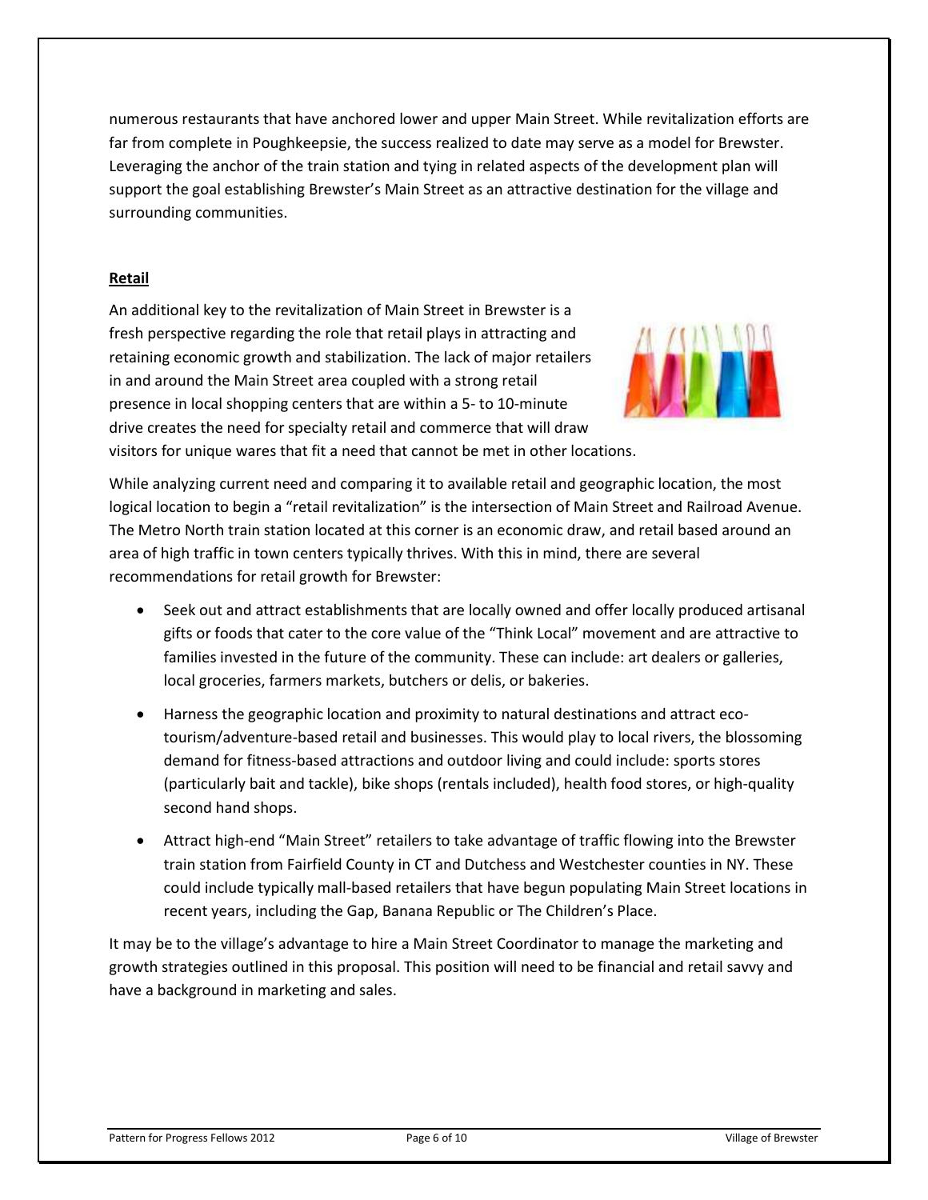numerous restaurants that have anchored lower and upper Main Street. While revitalization efforts are far from complete in Poughkeepsie, the success realized to date may serve as a model for Brewster. Leveraging the anchor of the train station and tying in related aspects of the development plan will support the goal establishing Brewster's Main Street as an attractive destination for the village and surrounding communities.

**Retail**

An additional key to the revitalization of Main Street in Brewster is a fresh perspective regarding the role that retail plays in attracting and retaining economic growth and stabilization. The lack of major retailers in and around the Main Street area coupled with a strong retail presence in local shopping centers that are within a 5- to 10-minute drive creates the need for specialty retail and commerce that will draw visitors for unique wares that fit a need that cannot be met in other locations.

While analyzing current need and comparing it to available retail and geographic location, the most logical location to begin a "retail revitalization" is the intersection of Main Street and Railroad Avenue. The Metro North train station located at this corner is an economic draw, and retail based around an area of high traffic in town centers typically thrives. With this in mind, there are several recommendations for retail growth for Brewster:

- Seek out and attract establishments that are locally owned and offer locally produced artisanal gifts or foods that cater to the core value of the "Think Local" movement and are attractive to families invested in the future of the community. These can include: art dealers or galleries, local groceries, farmers markets, butchers or delis, or bakeries.
- Harness the geographic location and proximity to natural destinations and attract eco-tourism/adventure-based retail and businesses. This would play to local rivers, the blossoming demand for fitness-based attractions and outdoor living and could include: sports stores (particularly bait and tackle), bike shops (rentals included), health food stores, or high-quality second hand shops.
- Attract high-end "Main Street" retailers to take advantage of traffic flowing into the Brewster train station from Fairfield County in CT and Dutchess and Westchester counties in NY. These could include typically mall-based retailers that have begun populating Main Street locations in recent years, including the Gap, Banana Republic or The Children's Place.

It may be to the village's advantage to hire a Main Street Coordinator to manage the marketing and growth strategies outlined in this proposal. This position will need to be financial and retail savvy and have a background in marketing and sales.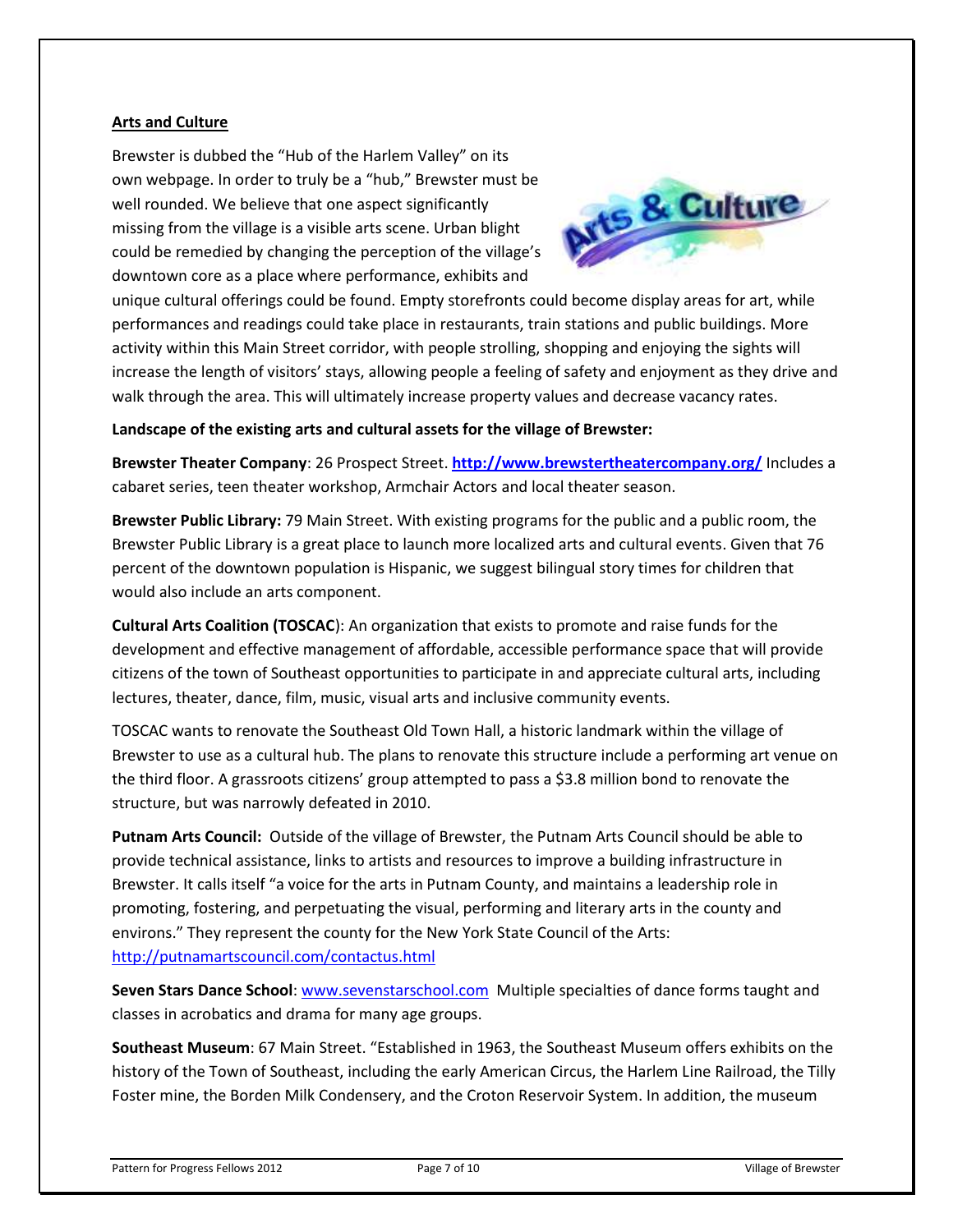**Arts and Culture**

Brewster is dubbed the "Hub of the Harlem Valley" on its own webpage. In order to truly be a "hub," Brewster must be well rounded. We believe that one aspect significantly missing from the village is a visible arts scene. Urban blight could be remedied by changing the perception of the village's downtown core as a place where performance, exhibits and unique cultural offerings could be found. Empty storefronts could become display areas for art, while performances and readings could take place in restaurants, train stations and public buildings. More activity within this Main Street corridor, with people strolling, shopping and enjoying the sights will increase the length of visitors' stays, allowing people a feeling of safety and enjoyment as they drive and walk through the area. This will ultimately increase property values and decrease vacancy rates.

**Landscape of the existing arts and cultural assets for the village of Brewster:**

**Brewster Theater Company**: 26 Prospect Street. **http://www.brewstertheatercompany.org/** Includes a cabaret series, teen theater workshop, Armchair Actors and local theater season.

**Brewster Public Library:** 79 Main Street. With existing programs for the public and a public room, the Brewster Public Library is a great place to launch more localized arts and cultural events. Given that 76 percent of the downtown population is Hispanic, we suggest bilingual story times for children that would also include an arts component.

**Cultural Arts Coalition (TOSCAC**): An organization that exists to promote and raise funds for the development and effective management of affordable, accessible performance space that will provide citizens of the town of Southeast opportunities to participate in and appreciate cultural arts, including lectures, theater, dance, film, music, visual arts and inclusive community events.

TOSCAC wants to renovate the Southeast Old Town Hall, a historic landmark within the village of Brewster to use as a cultural hub. The plans to renovate this structure include a performing art venue on the third floor. A grassroots citizens' group attempted to pass a $3.8 million bond to renovate the structure, but was narrowly defeated in 2010.

**Putnam Arts Council:** Outside of the village of Brewster, the Putnam Arts Council should be able to provide technical assistance, links to artists and resources to improve a building infrastructure in Brewster. It calls itself "a voice for the arts in Putnam County, and maintains a leadership role in promoting, fostering, and perpetuating the visual, performing and literary arts in the county and environs." They represent the county for the New York State Council of the Arts: http://putnamartscouncil.com/contactus.html

**Seven Stars Dance School**: www.sevenstarschool.com Multiple specialties of dance forms taught and classes in acrobatics and drama for many age groups.

**Southeast Museum**: 67 Main Street. "Established in 1963, the Southeast Museum offers exhibits on the history of the Town of Southeast, including the early American Circus, the Harlem Line Railroad, the Tilly Foster mine, the Borden Milk Condensery, and the Croton Reservoir System. In addition, the museum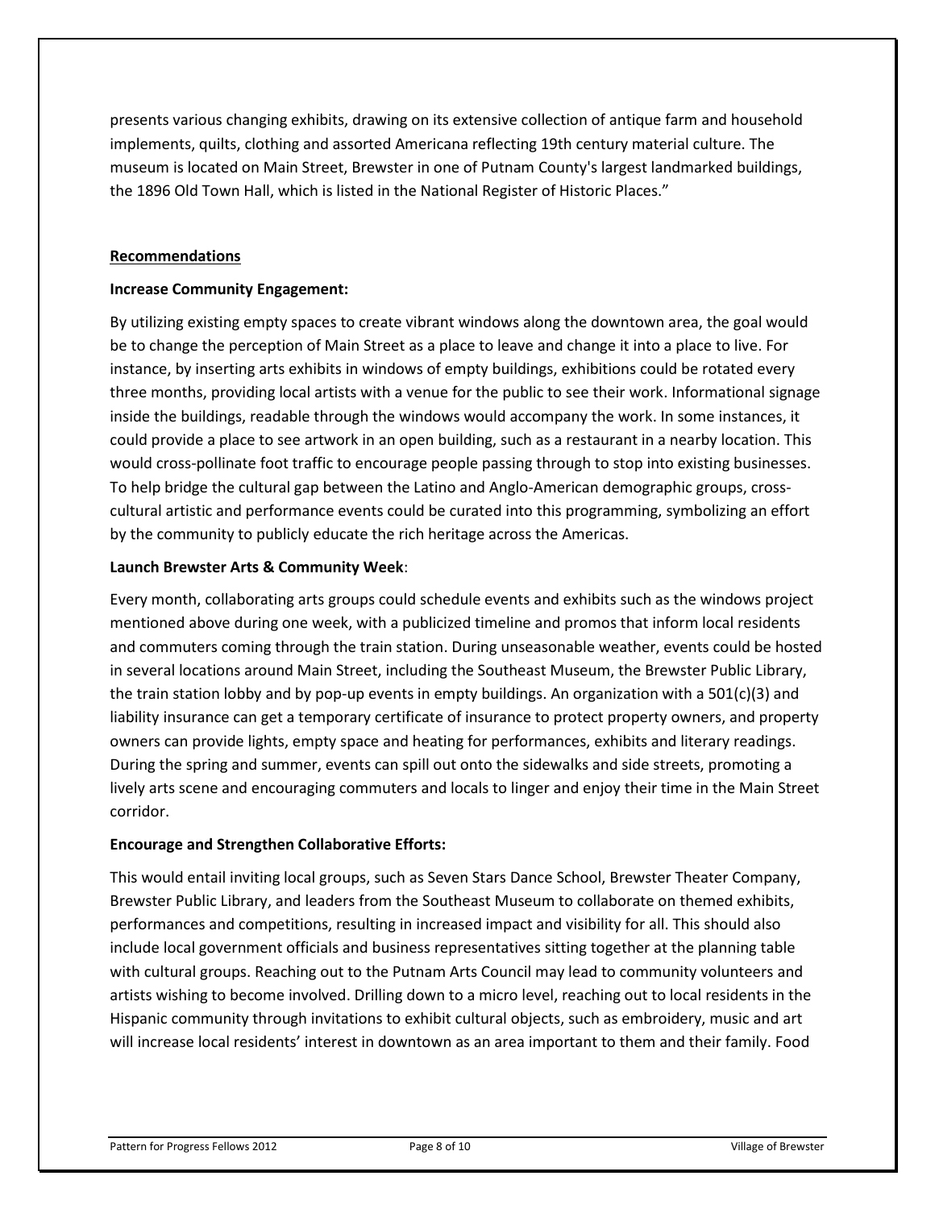presents various changing exhibits, drawing on its extensive collection of antique farm and household implements, quilts, clothing and assorted Americana reflecting 19th century material culture. The museum is located on Main Street, Brewster in one of Putnam County's largest landmarked buildings, the 1896 Old Town Hall, which is listed in the National Register of Historic Places."

## Recommendations

**Increase Community Engagement:**

By utilizing existing empty spaces to create vibrant windows along the downtown area, the goal would be to change the perception of Main Street as a place to leave and change it into a place to live. For instance, by inserting arts exhibits in windows of empty buildings, exhibitions could be rotated every three months, providing local artists with a venue for the public to see their work. Informational signage inside the buildings, readable through the windows would accompany the work. In some instances, it could provide a place to see artwork in an open building, such as a restaurant in a nearby location. This would cross-pollinate foot traffic to encourage people passing through to stop into existing businesses. To help bridge the cultural gap between the Latino and Anglo-American demographic groups, cross-cultural artistic and performance events could be curated into this programming, symbolizing an effort by the community to publicly educate the rich heritage across the Americas.

**Launch Brewster Arts & Community Week**:

Every month, collaborating arts groups could schedule events and exhibits such as the windows project mentioned above during one week, with a publicized timeline and promos that inform local residents and commuters coming through the train station. During unseasonable weather, events could be hosted in several locations around Main Street, including the Southeast Museum, the Brewster Public Library, the train station lobby and by pop-up events in empty buildings. An organization with a 501(c)(3) and liability insurance can get a temporary certificate of insurance to protect property owners, and property owners can provide lights, empty space and heating for performances, exhibits and literary readings. During the spring and summer, events can spill out onto the sidewalks and side streets, promoting a lively arts scene and encouraging commuters and locals to linger and enjoy their time in the Main Street corridor.

**Encourage and Strengthen Collaborative Efforts:**

This would entail inviting local groups, such as Seven Stars Dance School, Brewster Theater Company, Brewster Public Library, and leaders from the Southeast Museum to collaborate on themed exhibits, performances and competitions, resulting in increased impact and visibility for all. This should also include local government officials and business representatives sitting together at the planning table with cultural groups. Reaching out to the Putnam Arts Council may lead to community volunteers and artists wishing to become involved. Drilling down to a micro level, reaching out to local residents in the Hispanic community through invitations to exhibit cultural objects, such as embroidery, music and art will increase local residents' interest in downtown as an area important to them and their family. Food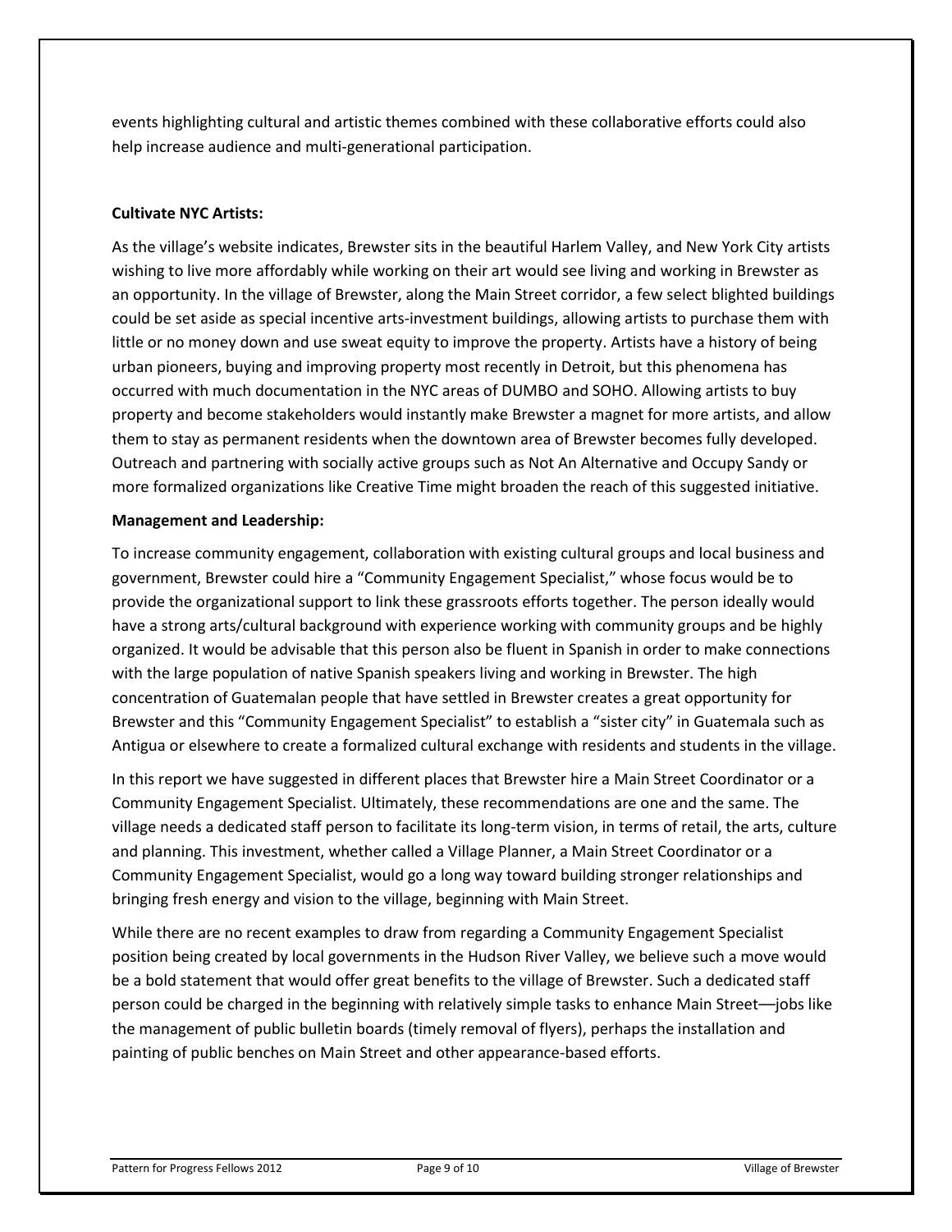events highlighting cultural and artistic themes combined with these collaborative efforts could also help increase audience and multi-generational participation.

**Cultivate NYC Artists:**

As the village's website indicates, Brewster sits in the beautiful Harlem Valley, and New York City artists wishing to live more affordably while working on their art would see living and working in Brewster as an opportunity. In the village of Brewster, along the Main Street corridor, a few select blighted buildings could be set aside as special incentive arts-investment buildings, allowing artists to purchase them with little or no money down and use sweat equity to improve the property. Artists have a history of being urban pioneers, buying and improving property most recently in Detroit, but this phenomena has occurred with much documentation in the NYC areas of DUMBO and SOHO. Allowing artists to buy property and become stakeholders would instantly make Brewster a magnet for more artists, and allow them to stay as permanent residents when the downtown area of Brewster becomes fully developed. Outreach and partnering with socially active groups such as Not An Alternative and Occupy Sandy or more formalized organizations like Creative Time might broaden the reach of this suggested initiative.

**Management and Leadership:**

To increase community engagement, collaboration with existing cultural groups and local business and government, Brewster could hire a "Community Engagement Specialist," whose focus would be to provide the organizational support to link these grassroots efforts together. The person ideally would have a strong arts/cultural background with experience working with community groups and be highly organized. It would be advisable that this person also be fluent in Spanish in order to make connections with the large population of native Spanish speakers living and working in Brewster. The high concentration of Guatemalan people that have settled in Brewster creates a great opportunity for Brewster and this "Community Engagement Specialist" to establish a "sister city" in Guatemala such as Antigua or elsewhere to create a formalized cultural exchange with residents and students in the village.

In this report we have suggested in different places that Brewster hire a Main Street Coordinator or a Community Engagement Specialist. Ultimately, these recommendations are one and the same. The village needs a dedicated staff person to facilitate its long-term vision, in terms of retail, the arts, culture and planning. This investment, whether called a Village Planner, a Main Street Coordinator or a Community Engagement Specialist, would go a long way toward building stronger relationships and bringing fresh energy and vision to the village, beginning with Main Street.

While there are no recent examples to draw from regarding a Community Engagement Specialist position being created by local governments in the Hudson River Valley, we believe such a move would be a bold statement that would offer great benefits to the village of Brewster. Such a dedicated staff person could be charged in the beginning with relatively simple tasks to enhance Main Street—jobs like the management of public bulletin boards (timely removal of flyers), perhaps the installation and painting of public benches on Main Street and other appearance-based efforts.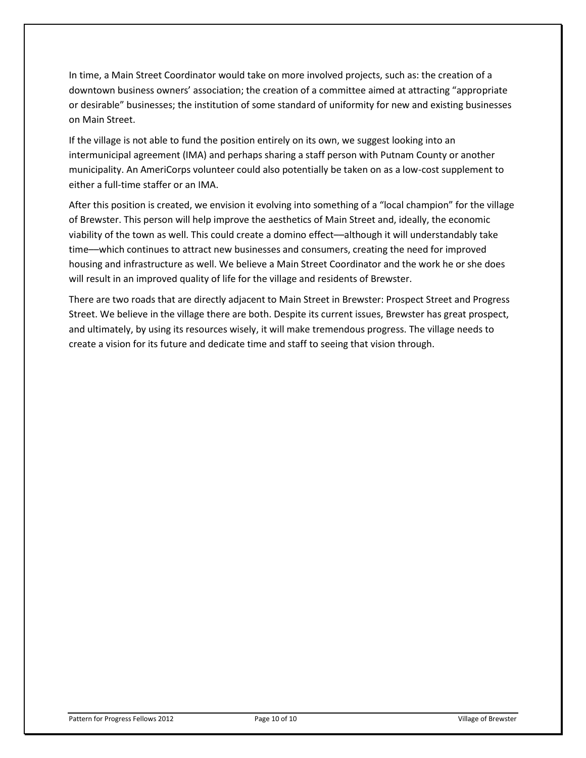In time, a Main Street Coordinator would take on more involved projects, such as: the creation of a downtown business owners' association; the creation of a committee aimed at attracting "appropriate or desirable" businesses; the institution of some standard of uniformity for new and existing businesses on Main Street.

If the village is not able to fund the position entirely on its own, we suggest looking into an intermunicipal agreement (IMA) and perhaps sharing a staff person with Putnam County or another municipality. An AmeriCorps volunteer could also potentially be taken on as a low-cost supplement to either a full-time staffer or an IMA.

After this position is created, we envision it evolving into something of a "local champion" for the village of Brewster. This person will help improve the aesthetics of Main Street and, ideally, the economic viability of the town as well. This could create a domino effect—although it will understandably take time—which continues to attract new businesses and consumers, creating the need for improved housing and infrastructure as well. We believe a Main Street Coordinator and the work he or she does will result in an improved quality of life for the village and residents of Brewster.

There are two roads that are directly adjacent to Main Street in Brewster: Prospect Street and Progress Street. We believe in the village there are both. Despite its current issues, Brewster has great prospect, and ultimately, by using its resources wisely, it will make tremendous progress. The village needs to create a vision for its future and dedicate time and staff to seeing that vision through.